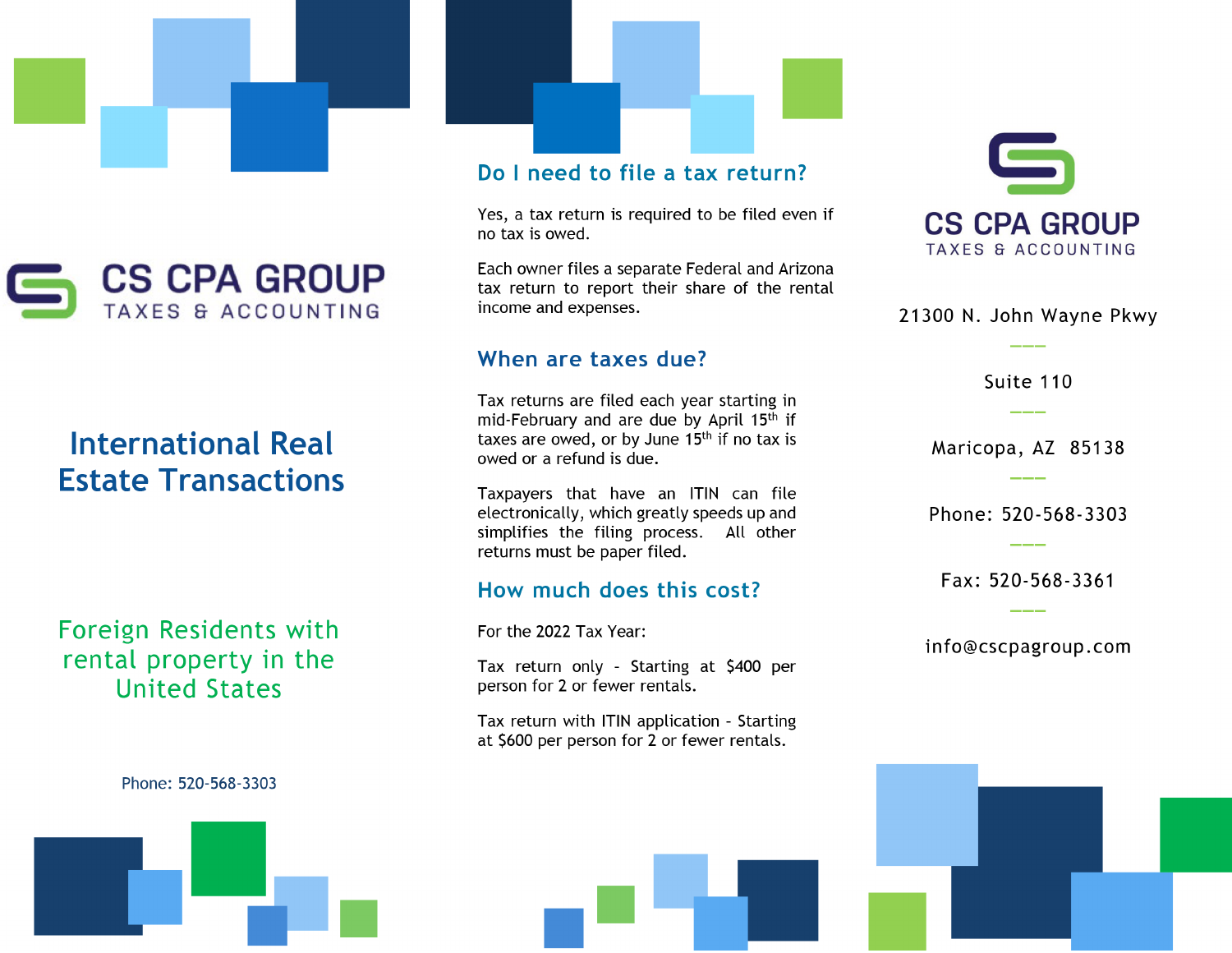CS CPA GROUP

TAXES & ACCOUNTING

# International Real Estate Transactions

## Foreign Residents with rental property in the United States

Phone: 520-568-3303

## Do I need to file a tax return?

Yes, a tax return is required to be filed even if no tax is owed.

Each owner files a separate Federal and Arizona tax return to report their share of the rental income and expenses.

## When are taxes due?

Tax returns are filed each year starting in mid-February and are due by April 15th if taxes are owed, or by June 15th if no tax is owed or a refund is due.

Taxpayers that have an ITIN can file electronically, which greatly speeds up and simplifies the filing process. All other returns must be paper filed.

## How much does this cost?

For the 2022 Tax Year:

Tax return only - Starting at $400 per person for 2 or fewer rentals.

Tax return with ITIN application - Starting at $600 per person for 2 or fewer rentals.

CS CPA GROUP

TAXES & ACCOUNTING

21300 N. John Wayne Pkwy

Suite 110

Maricopa, AZ 85138

Phone: 520-568-3303

Fax: 520-568-3361

info@cscpagroup.com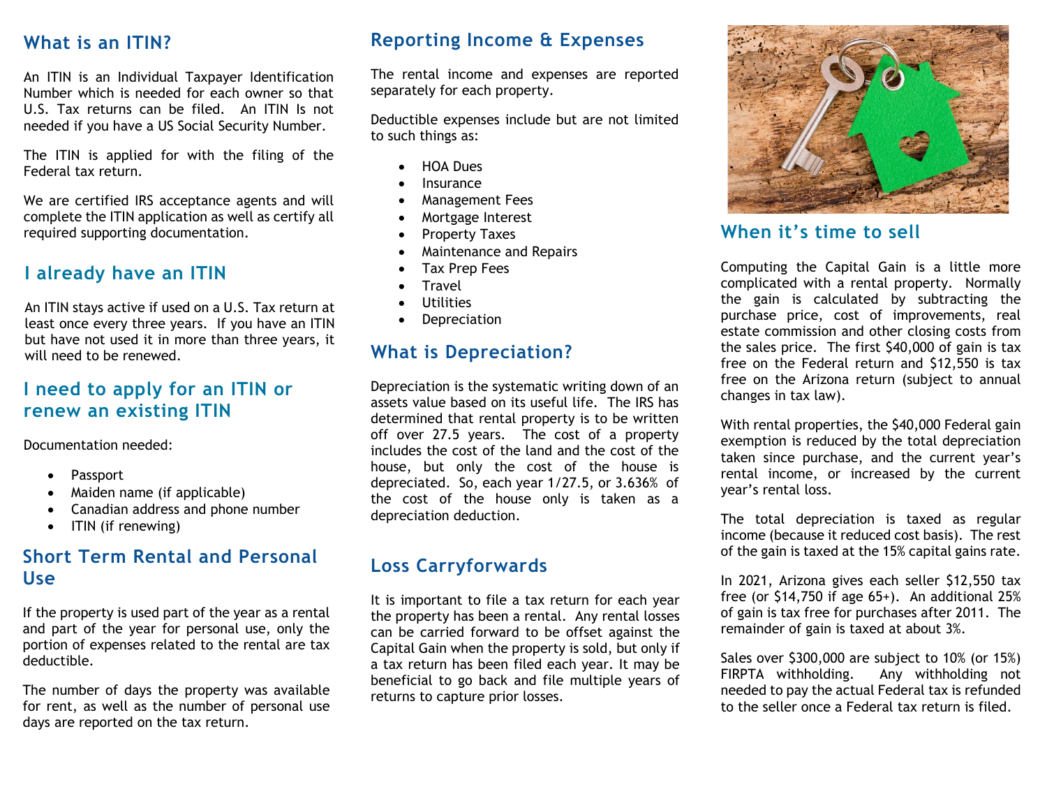## What is an ITIN?

An ITIN is an Individual Taxpayer Identification Number which is needed for each owner so that U.S. Tax returns can be filed. An ITIN Is not needed if you have a US Social Security Number.

The ITIN is applied for with the filing of the Federal tax return.

We are certified IRS acceptance agents and will complete the ITIN application as well as certify all required supporting documentation.

## I already have an ITIN

An ITIN stays active if used on a U.S. Tax return at least once every three years. If you have an ITIN but have not used it in more than three years, it will need to be renewed.

## I need to apply for an ITIN or renew an existing ITIN

Documentation needed:

- Passport
- Maiden name (if applicable)
- Canadian address and phone number
- ITIN (if renewing)

## Short Term Rental and Personal Use

If the property is used part of the year as a rental and part of the year for personal use, only the portion of expenses related to the rental are tax deductible.

The number of days the property was available for rent, as well as the number of personal use days are reported on the tax return.

## Reporting Income & Expenses

The rental income and expenses are reported separately for each property.

Deductible expenses include but are not limited to such things as:

- HOA Dues
- Insurance
- Management Fees
- Mortgage Interest
- Property Taxes
- Maintenance and Repairs
- Tax Prep Fees
- Travel
- Utilities
- Depreciation

## What is Depreciation?

Depreciation is the systematic writing down of an assets value based on its useful life. The IRS has determined that rental property is to be written off over 27.5 years. The cost of a property includes the cost of the land and the cost of the house, but only the cost of the house is depreciated. So, each year 1/27.5, or 3.636% of the cost of the house only is taken as a depreciation deduction.

## Loss Carryforwards

It is important to file a tax return for each year the property has been a rental. Any rental losses can be carried forward to be offset against the Capital Gain when the property is sold, but only if a tax return has been filed each year. It may be beneficial to go back and file multiple years of returns to capture prior losses.

## When it's time to sell

Computing the Capital Gain is a little more complicated with a rental property. Normally the gain is calculated by subtracting the purchase price, cost of improvements, real estate commission and other closing costs from the sales price. The first $40,000 of gain is tax free on the Federal return and $12,550 is tax free on the Arizona return (subject to annual changes in tax law).

With rental properties, the $40,000 Federal gain exemption is reduced by the total depreciation taken since purchase, and the current year's rental income, or increased by the current year's rental loss.

The total depreciation is taxed as regular income (because it reduced cost basis). The rest of the gain is taxed at the 15% capital gains rate.

In 2021, Arizona gives each seller $12,550 tax free (or $14,750 if age 65+). An additional 25% of gain is tax free for purchases after 2011. The remainder of gain is taxed at about 3%.

Sales over $300,000 are subject to 10% (or 15%) FIRPTA withholding. Any withholding not needed to pay the actual Federal tax is refunded to the seller once a Federal tax return is filed.